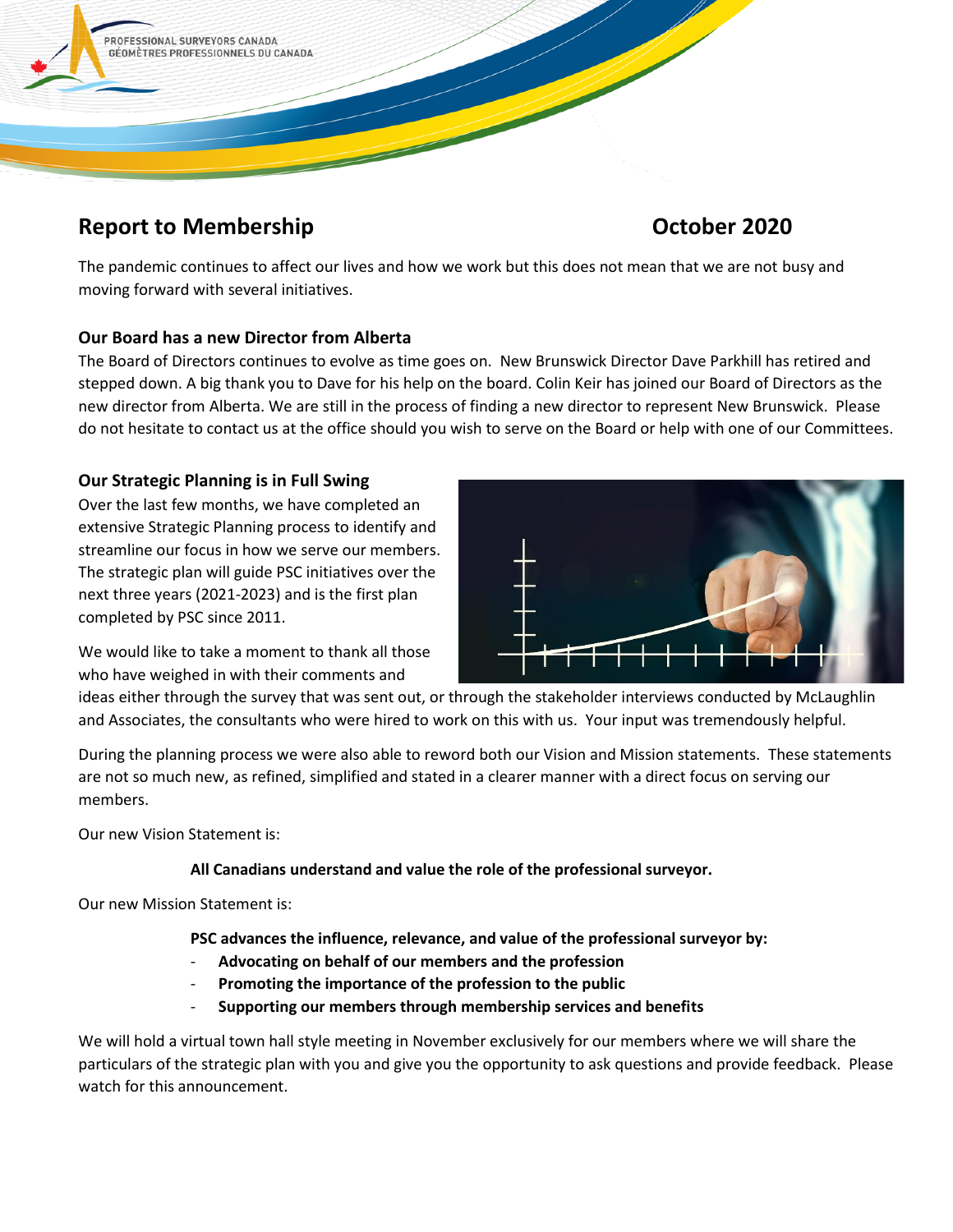PROFESSIONAL SURVEYORS CANADA
GÉOMÈTRES PROFESSIONNELS DU CANADA

# Report to Membership — October 2020

The pandemic continues to affect our lives and how we work but this does not mean that we are not busy and moving forward with several initiatives.

## Our Board has a new Director from Alberta

The Board of Directors continues to evolve as time goes on. New Brunswick Director Dave Parkhill has retired and stepped down. A big thank you to Dave for his help on the board. Colin Keir has joined our Board of Directors as the new director from Alberta. We are still in the process of finding a new director to represent New Brunswick. Please do not hesitate to contact us at the office should you wish to serve on the Board or help with one of our Committees.

## Our Strategic Planning is in Full Swing

Over the last few months, we have completed an extensive Strategic Planning process to identify and streamline our focus in how we serve our members. The strategic plan will guide PSC initiatives over the next three years (2021-2023) and is the first plan completed by PSC since 2011.

We would like to take a moment to thank all those who have weighed in with their comments and ideas either through the survey that was sent out, or through the stakeholder interviews conducted by McLaughlin and Associates, the consultants who were hired to work on this with us. Your input was tremendously helpful.

During the planning process we were also able to reword both our Vision and Mission statements. These statements are not so much new, as refined, simplified and stated in a clearer manner with a direct focus on serving our members.

Our new Vision Statement is:

**All Canadians understand and value the role of the professional surveyor.**

Our new Mission Statement is:

**PSC advances the influence, relevance, and value of the professional surveyor by:**

- **Advocating on behalf of our members and the profession**
- **Promoting the importance of the profession to the public**
- **Supporting our members through membership services and benefits**

We will hold a virtual town hall style meeting in November exclusively for our members where we will share the particulars of the strategic plan with you and give you the opportunity to ask questions and provide feedback. Please watch for this announcement.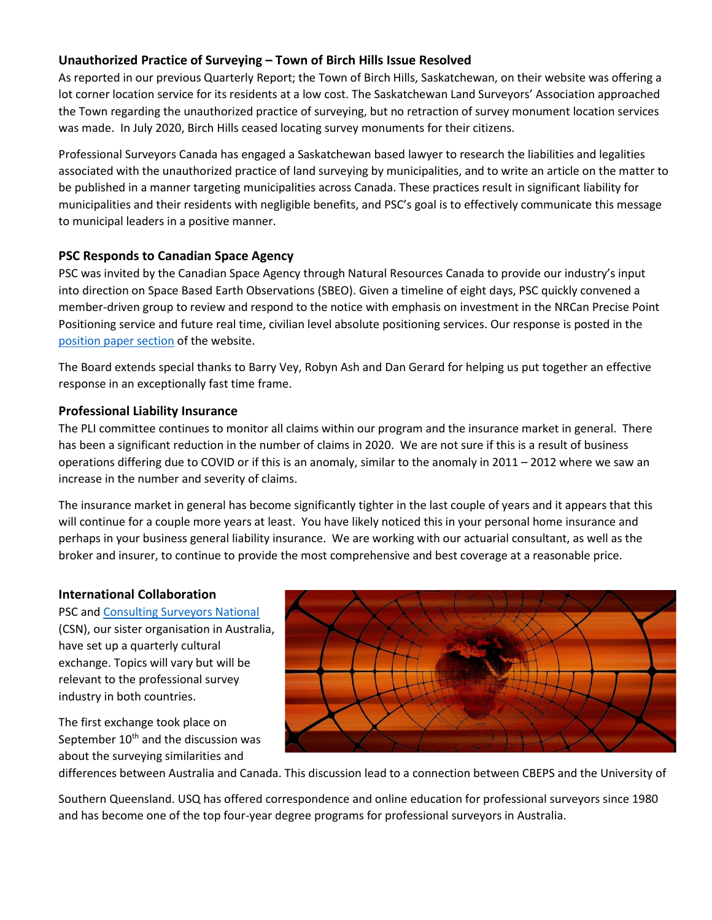### Unauthorized Practice of Surveying – Town of Birch Hills Issue Resolved

As reported in our previous Quarterly Report; the Town of Birch Hills, Saskatchewan, on their website was offering a lot corner location service for its residents at a low cost. The Saskatchewan Land Surveyors' Association approached the Town regarding the unauthorized practice of surveying, but no retraction of survey monument location services was made. In July 2020, Birch Hills ceased locating survey monuments for their citizens.

Professional Surveyors Canada has engaged a Saskatchewan based lawyer to research the liabilities and legalities associated with the unauthorized practice of land surveying by municipalities, and to write an article on the matter to be published in a manner targeting municipalities across Canada. These practices result in significant liability for municipalities and their residents with negligible benefits, and PSC's goal is to effectively communicate this message to municipal leaders in a positive manner.

### PSC Responds to Canadian Space Agency

PSC was invited by the Canadian Space Agency through Natural Resources Canada to provide our industry's input into direction on Space Based Earth Observations (SBEO). Given a timeline of eight days, PSC quickly convened a member-driven group to review and respond to the notice with emphasis on investment in the NRCan Precise Point Positioning service and future real time, civilian level absolute positioning services. Our response is posted in the position paper section of the website.

The Board extends special thanks to Barry Vey, Robyn Ash and Dan Gerard for helping us put together an effective response in an exceptionally fast time frame.

### Professional Liability Insurance

The PLI committee continues to monitor all claims within our program and the insurance market in general. There has been a significant reduction in the number of claims in 2020. We are not sure if this is a result of business operations differing due to COVID or if this is an anomaly, similar to the anomaly in 2011 – 2012 where we saw an increase in the number and severity of claims.

The insurance market in general has become significantly tighter in the last couple of years and it appears that this will continue for a couple more years at least. You have likely noticed this in your personal home insurance and perhaps in your business general liability insurance. We are working with our actuarial consultant, as well as the broker and insurer, to continue to provide the most comprehensive and best coverage at a reasonable price.

### International Collaboration

PSC and Consulting Surveyors National (CSN), our sister organisation in Australia, have set up a quarterly cultural exchange. Topics will vary but will be relevant to the professional survey industry in both countries.

The first exchange took place on September 10th and the discussion was about the surveying similarities and differences between Australia and Canada. This discussion lead to a connection between CBEPS and the University of Southern Queensland. USQ has offered correspondence and online education for professional surveyors since 1980 and has become one of the top four-year degree programs for professional surveyors in Australia.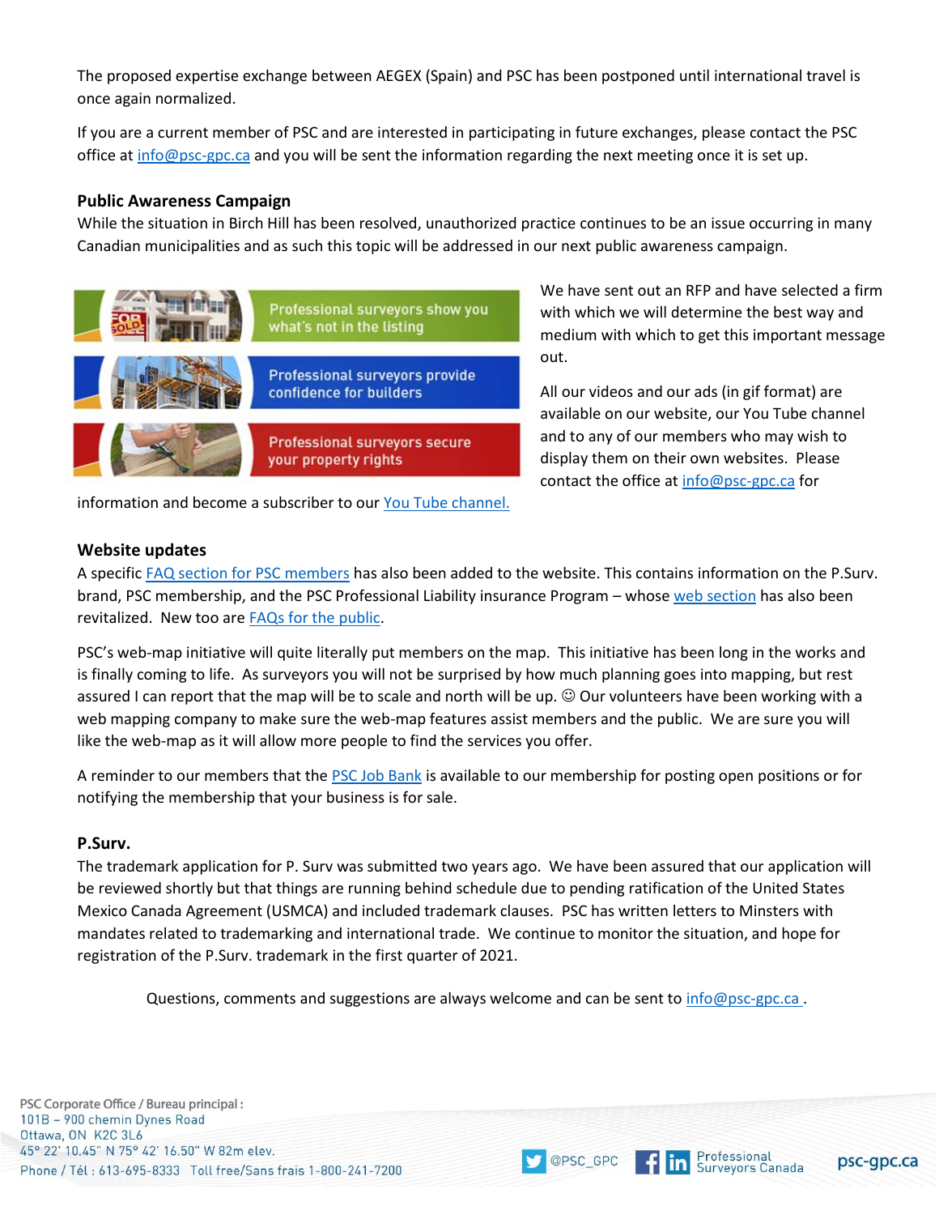The proposed expertise exchange between AEGEX (Spain) and PSC has been postponed until international travel is once again normalized.

If you are a current member of PSC and are interested in participating in future exchanges, please contact the PSC office at info@psc-gpc.ca and you will be sent the information regarding the next meeting once it is set up.

**Public Awareness Campaign**

While the situation in Birch Hill has been resolved, unauthorized practice continues to be an issue occurring in many Canadian municipalities and as such this topic will be addressed in our next public awareness campaign.

Professional surveyors show you what's not in the listing

Professional surveyors provide confidence for builders

Professional surveyors secure your property rights

We have sent out an RFP and have selected a firm with which we will determine the best way and medium with which to get this important message out.

All our videos and our ads (in gif format) are available on our website, our You Tube channel and to any of our members who may wish to display them on their own websites. Please contact the office at info@psc-gpc.ca for information and become a subscriber to our You Tube channel.

**Website updates**

A specific FAQ section for PSC members has also been added to the website. This contains information on the P.Surv. brand, PSC membership, and the PSC Professional Liability insurance Program – whose web section has also been revitalized. New too are FAQs for the public.

PSC's web-map initiative will quite literally put members on the map. This initiative has been long in the works and is finally coming to life. As surveyors you will not be surprised by how much planning goes into mapping, but rest assured I can report that the map will be to scale and north will be up. ☺ Our volunteers have been working with a web mapping company to make sure the web-map features assist members and the public. We are sure you will like the web-map as it will allow more people to find the services you offer.

A reminder to our members that the PSC Job Bank is available to our membership for posting open positions or for notifying the membership that your business is for sale.

**P.Surv.**

The trademark application for P. Surv was submitted two years ago. We have been assured that our application will be reviewed shortly but that things are running behind schedule due to pending ratification of the United States Mexico Canada Agreement (USMCA) and included trademark clauses. PSC has written letters to Minsters with mandates related to trademarking and international trade. We continue to monitor the situation, and hope for registration of the P.Surv. trademark in the first quarter of 2021.

Questions, comments and suggestions are always welcome and can be sent to info@psc-gpc.ca .